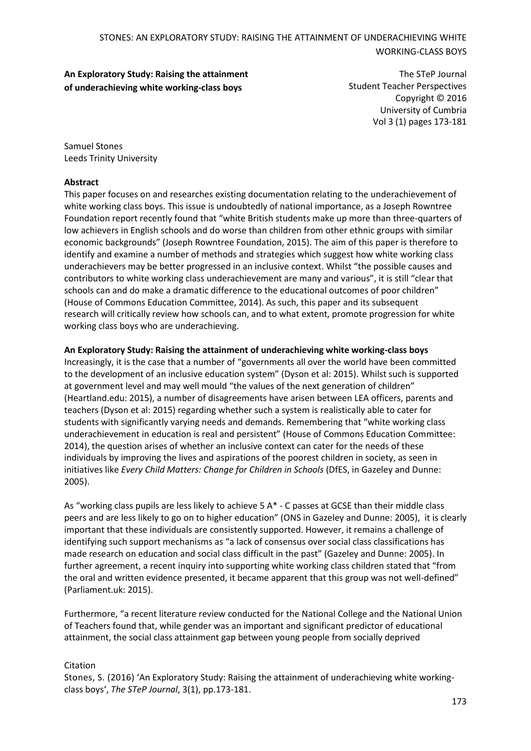**An Exploratory Study: Raising the attainment of underachieving white working-class boys**

The STeP Journal
Student Teacher Perspectives
Copyright © 2016
University of Cumbria
Vol 3 (1) pages 173-181

Samuel Stones
Leeds Trinity University

**Abstract**

This paper focuses on and researches existing documentation relating to the underachievement of white working class boys. This issue is undoubtedly of national importance, as a Joseph Rowntree Foundation report recently found that "white British students make up more than three-quarters of low achievers in English schools and do worse than children from other ethnic groups with similar economic backgrounds" (Joseph Rowntree Foundation, 2015). The aim of this paper is therefore to identify and examine a number of methods and strategies which suggest how white working class underachievers may be better progressed in an inclusive context. Whilst "the possible causes and contributors to white working class underachievement are many and various", it is still "clear that schools can and do make a dramatic difference to the educational outcomes of poor children" (House of Commons Education Committee, 2014). As such, this paper and its subsequent research will critically review how schools can, and to what extent, promote progression for white working class boys who are underachieving.

**An Exploratory Study: Raising the attainment of underachieving white working-class boys**

Increasingly, it is the case that a number of "governments all over the world have been committed to the development of an inclusive education system" (Dyson et al: 2015). Whilst such is supported at government level and may well mould "the values of the next generation of children" (Heartland.edu: 2015), a number of disagreements have arisen between LEA officers, parents and teachers (Dyson et al: 2015) regarding whether such a system is realistically able to cater for students with significantly varying needs and demands. Remembering that "white working class underachievement in education is real and persistent" (House of Commons Education Committee: 2014), the question arises of whether an inclusive context can cater for the needs of these individuals by improving the lives and aspirations of the poorest children in society, as seen in initiatives like *Every Child Matters: Change for Children in Schools* (DfES, in Gazeley and Dunne: 2005).

As "working class pupils are less likely to achieve 5 A* - C passes at GCSE than their middle class peers and are less likely to go on to higher education" (ONS in Gazeley and Dunne: 2005), it is clearly important that these individuals are consistently supported. However, it remains a challenge of identifying such support mechanisms as "a lack of consensus over social class classifications has made research on education and social class difficult in the past" (Gazeley and Dunne: 2005). In further agreement, a recent inquiry into supporting white working class children stated that "from the oral and written evidence presented, it became apparent that this group was not well-defined" (Parliament.uk: 2015).

Furthermore, "a recent literature review conducted for the National College and the National Union of Teachers found that, while gender was an important and significant predictor of educational attainment, the social class attainment gap between young people from socially deprived

Citation

Stones, S. (2016) 'An Exploratory Study: Raising the attainment of underachieving white working-class boys', *The STeP Journal*, 3(1), pp.173-181.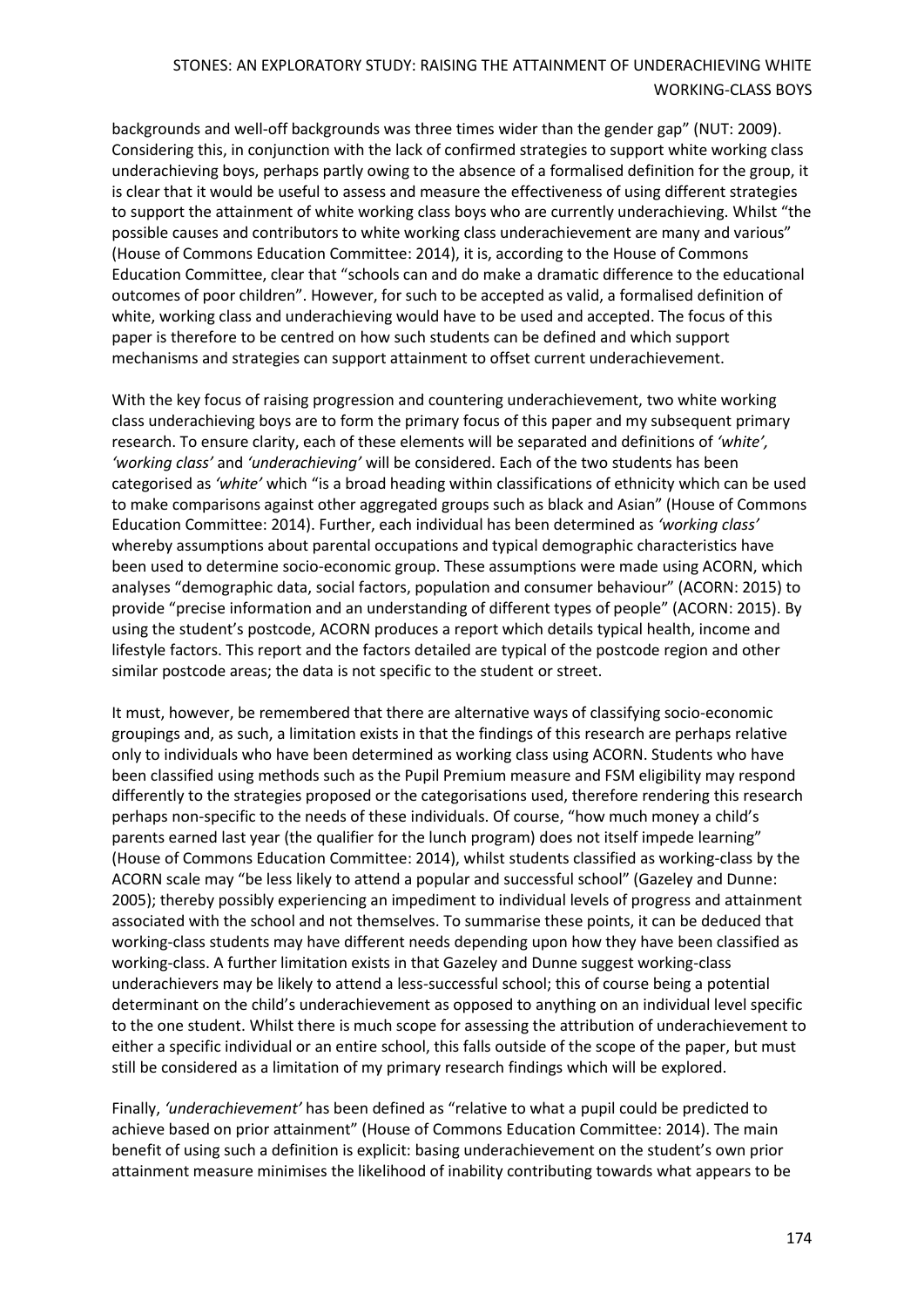backgrounds and well-off backgrounds was three times wider than the gender gap" (NUT: 2009). Considering this, in conjunction with the lack of confirmed strategies to support white working class underachieving boys, perhaps partly owing to the absence of a formalised definition for the group, it is clear that it would be useful to assess and measure the effectiveness of using different strategies to support the attainment of white working class boys who are currently underachieving. Whilst "the possible causes and contributors to white working class underachievement are many and various" (House of Commons Education Committee: 2014), it is, according to the House of Commons Education Committee, clear that "schools can and do make a dramatic difference to the educational outcomes of poor children". However, for such to be accepted as valid, a formalised definition of white, working class and underachieving would have to be used and accepted. The focus of this paper is therefore to be centred on how such students can be defined and which support mechanisms and strategies can support attainment to offset current underachievement.

With the key focus of raising progression and countering underachievement, two white working class underachieving boys are to form the primary focus of this paper and my subsequent primary research. To ensure clarity, each of these elements will be separated and definitions of *'white', 'working class'* and *'underachieving'* will be considered. Each of the two students has been categorised as *'white'* which "is a broad heading within classifications of ethnicity which can be used to make comparisons against other aggregated groups such as black and Asian" (House of Commons Education Committee: 2014). Further, each individual has been determined as *'working class'* whereby assumptions about parental occupations and typical demographic characteristics have been used to determine socio-economic group. These assumptions were made using ACORN, which analyses "demographic data, social factors, population and consumer behaviour" (ACORN: 2015) to provide "precise information and an understanding of different types of people" (ACORN: 2015). By using the student's postcode, ACORN produces a report which details typical health, income and lifestyle factors. This report and the factors detailed are typical of the postcode region and other similar postcode areas; the data is not specific to the student or street.

It must, however, be remembered that there are alternative ways of classifying socio-economic groupings and, as such, a limitation exists in that the findings of this research are perhaps relative only to individuals who have been determined as working class using ACORN. Students who have been classified using methods such as the Pupil Premium measure and FSM eligibility may respond differently to the strategies proposed or the categorisations used, therefore rendering this research perhaps non-specific to the needs of these individuals. Of course, "how much money a child's parents earned last year (the qualifier for the lunch program) does not itself impede learning" (House of Commons Education Committee: 2014), whilst students classified as working-class by the ACORN scale may "be less likely to attend a popular and successful school" (Gazeley and Dunne: 2005); thereby possibly experiencing an impediment to individual levels of progress and attainment associated with the school and not themselves. To summarise these points, it can be deduced that working-class students may have different needs depending upon how they have been classified as working-class. A further limitation exists in that Gazeley and Dunne suggest working-class underachievers may be likely to attend a less-successful school; this of course being a potential determinant on the child's underachievement as opposed to anything on an individual level specific to the one student. Whilst there is much scope for assessing the attribution of underachievement to either a specific individual or an entire school, this falls outside of the scope of the paper, but must still be considered as a limitation of my primary research findings which will be explored.

Finally, *'underachievement'* has been defined as "relative to what a pupil could be predicted to achieve based on prior attainment" (House of Commons Education Committee: 2014). The main benefit of using such a definition is explicit: basing underachievement on the student's own prior attainment measure minimises the likelihood of inability contributing towards what appears to be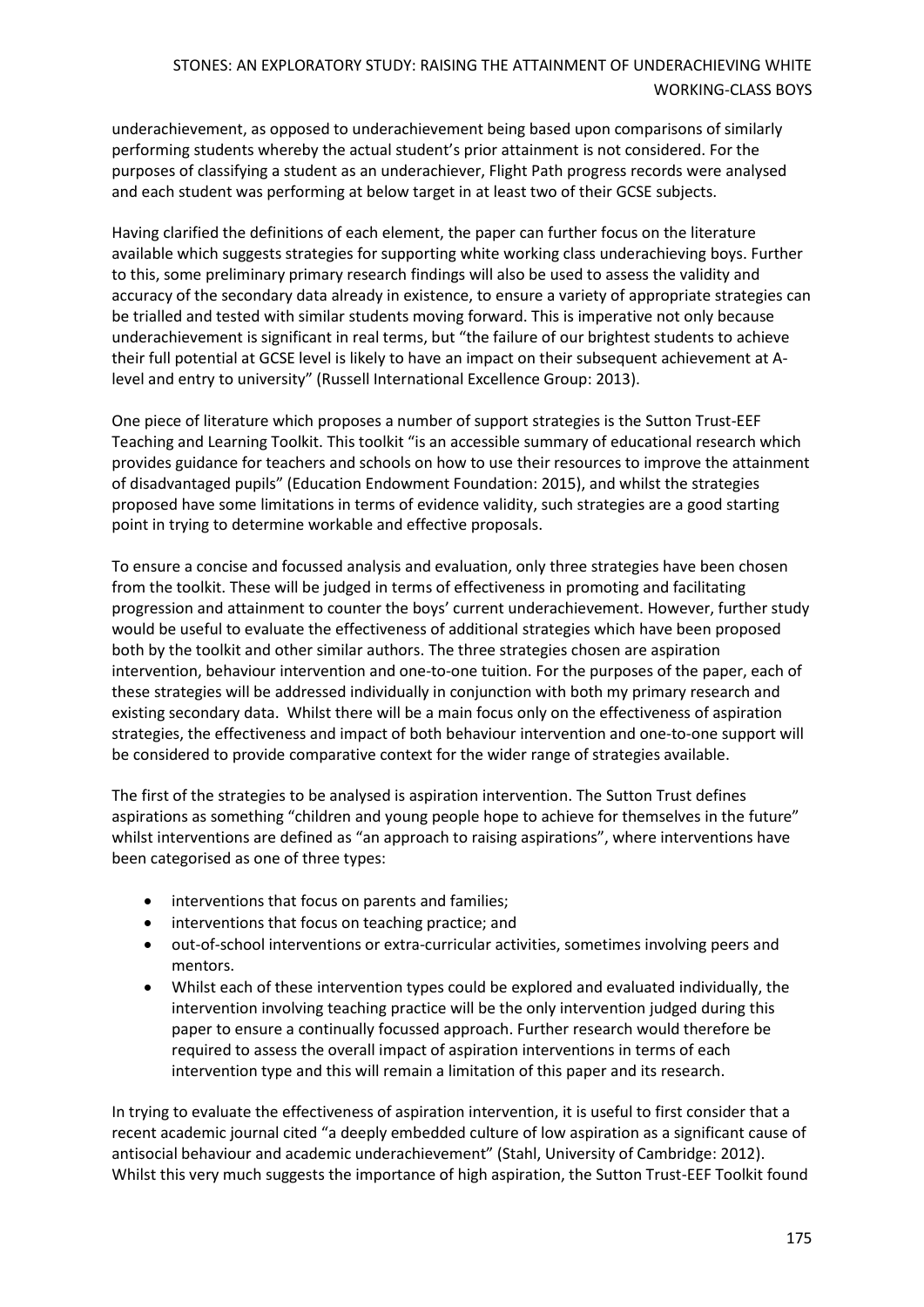underachievement, as opposed to underachievement being based upon comparisons of similarly performing students whereby the actual student's prior attainment is not considered. For the purposes of classifying a student as an underachiever, Flight Path progress records were analysed and each student was performing at below target in at least two of their GCSE subjects.

Having clarified the definitions of each element, the paper can further focus on the literature available which suggests strategies for supporting white working class underachieving boys. Further to this, some preliminary primary research findings will also be used to assess the validity and accuracy of the secondary data already in existence, to ensure a variety of appropriate strategies can be trialled and tested with similar students moving forward. This is imperative not only because underachievement is significant in real terms, but "the failure of our brightest students to achieve their full potential at GCSE level is likely to have an impact on their subsequent achievement at A-level and entry to university" (Russell International Excellence Group: 2013).

One piece of literature which proposes a number of support strategies is the Sutton Trust-EEF Teaching and Learning Toolkit. This toolkit "is an accessible summary of educational research which provides guidance for teachers and schools on how to use their resources to improve the attainment of disadvantaged pupils" (Education Endowment Foundation: 2015), and whilst the strategies proposed have some limitations in terms of evidence validity, such strategies are a good starting point in trying to determine workable and effective proposals.

To ensure a concise and focussed analysis and evaluation, only three strategies have been chosen from the toolkit. These will be judged in terms of effectiveness in promoting and facilitating progression and attainment to counter the boys' current underachievement. However, further study would be useful to evaluate the effectiveness of additional strategies which have been proposed both by the toolkit and other similar authors. The three strategies chosen are aspiration intervention, behaviour intervention and one-to-one tuition. For the purposes of the paper, each of these strategies will be addressed individually in conjunction with both my primary research and existing secondary data. Whilst there will be a main focus only on the effectiveness of aspiration strategies, the effectiveness and impact of both behaviour intervention and one-to-one support will be considered to provide comparative context for the wider range of strategies available.

The first of the strategies to be analysed is aspiration intervention. The Sutton Trust defines aspirations as something "children and young people hope to achieve for themselves in the future" whilst interventions are defined as "an approach to raising aspirations", where interventions have been categorised as one of three types:

- interventions that focus on parents and families;
- interventions that focus on teaching practice; and
- out-of-school interventions or extra-curricular activities, sometimes involving peers and mentors.
- Whilst each of these intervention types could be explored and evaluated individually, the intervention involving teaching practice will be the only intervention judged during this paper to ensure a continually focussed approach. Further research would therefore be required to assess the overall impact of aspiration interventions in terms of each intervention type and this will remain a limitation of this paper and its research.

In trying to evaluate the effectiveness of aspiration intervention, it is useful to first consider that a recent academic journal cited "a deeply embedded culture of low aspiration as a significant cause of antisocial behaviour and academic underachievement" (Stahl, University of Cambridge: 2012). Whilst this very much suggests the importance of high aspiration, the Sutton Trust-EEF Toolkit found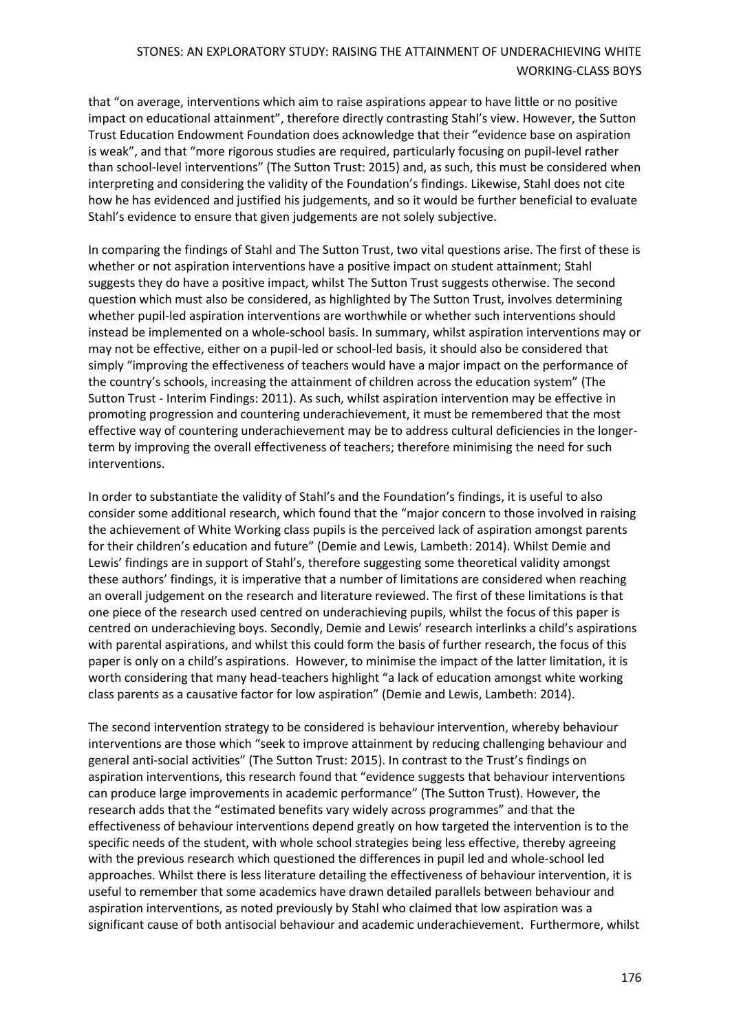that "on average, interventions which aim to raise aspirations appear to have little or no positive impact on educational attainment", therefore directly contrasting Stahl's view. However, the Sutton Trust Education Endowment Foundation does acknowledge that their "evidence base on aspiration is weak", and that "more rigorous studies are required, particularly focusing on pupil-level rather than school-level interventions" (The Sutton Trust: 2015) and, as such, this must be considered when interpreting and considering the validity of the Foundation's findings. Likewise, Stahl does not cite how he has evidenced and justified his judgements, and so it would be further beneficial to evaluate Stahl's evidence to ensure that given judgements are not solely subjective.

In comparing the findings of Stahl and The Sutton Trust, two vital questions arise. The first of these is whether or not aspiration interventions have a positive impact on student attainment; Stahl suggests they do have a positive impact, whilst The Sutton Trust suggests otherwise. The second question which must also be considered, as highlighted by The Sutton Trust, involves determining whether pupil-led aspiration interventions are worthwhile or whether such interventions should instead be implemented on a whole-school basis. In summary, whilst aspiration interventions may or may not be effective, either on a pupil-led or school-led basis, it should also be considered that simply "improving the effectiveness of teachers would have a major impact on the performance of the country's schools, increasing the attainment of children across the education system" (The Sutton Trust - Interim Findings: 2011). As such, whilst aspiration intervention may be effective in promoting progression and countering underachievement, it must be remembered that the most effective way of countering underachievement may be to address cultural deficiencies in the longer-term by improving the overall effectiveness of teachers; therefore minimising the need for such interventions.

In order to substantiate the validity of Stahl's and the Foundation's findings, it is useful to also consider some additional research, which found that the "major concern to those involved in raising the achievement of White Working class pupils is the perceived lack of aspiration amongst parents for their children's education and future" (Demie and Lewis, Lambeth: 2014). Whilst Demie and Lewis' findings are in support of Stahl's, therefore suggesting some theoretical validity amongst these authors' findings, it is imperative that a number of limitations are considered when reaching an overall judgement on the research and literature reviewed. The first of these limitations is that one piece of the research used centred on underachieving pupils, whilst the focus of this paper is centred on underachieving boys. Secondly, Demie and Lewis' research interlinks a child's aspirations with parental aspirations, and whilst this could form the basis of further research, the focus of this paper is only on a child's aspirations. However, to minimise the impact of the latter limitation, it is worth considering that many head-teachers highlight "a lack of education amongst white working class parents as a causative factor for low aspiration" (Demie and Lewis, Lambeth: 2014).

The second intervention strategy to be considered is behaviour intervention, whereby behaviour interventions are those which "seek to improve attainment by reducing challenging behaviour and general anti-social activities" (The Sutton Trust: 2015). In contrast to the Trust's findings on aspiration interventions, this research found that "evidence suggests that behaviour interventions can produce large improvements in academic performance" (The Sutton Trust). However, the research adds that the "estimated benefits vary widely across programmes" and that the effectiveness of behaviour interventions depend greatly on how targeted the intervention is to the specific needs of the student, with whole school strategies being less effective, thereby agreeing with the previous research which questioned the differences in pupil led and whole-school led approaches. Whilst there is less literature detailing the effectiveness of behaviour intervention, it is useful to remember that some academics have drawn detailed parallels between behaviour and aspiration interventions, as noted previously by Stahl who claimed that low aspiration was a significant cause of both antisocial behaviour and academic underachievement. Furthermore, whilst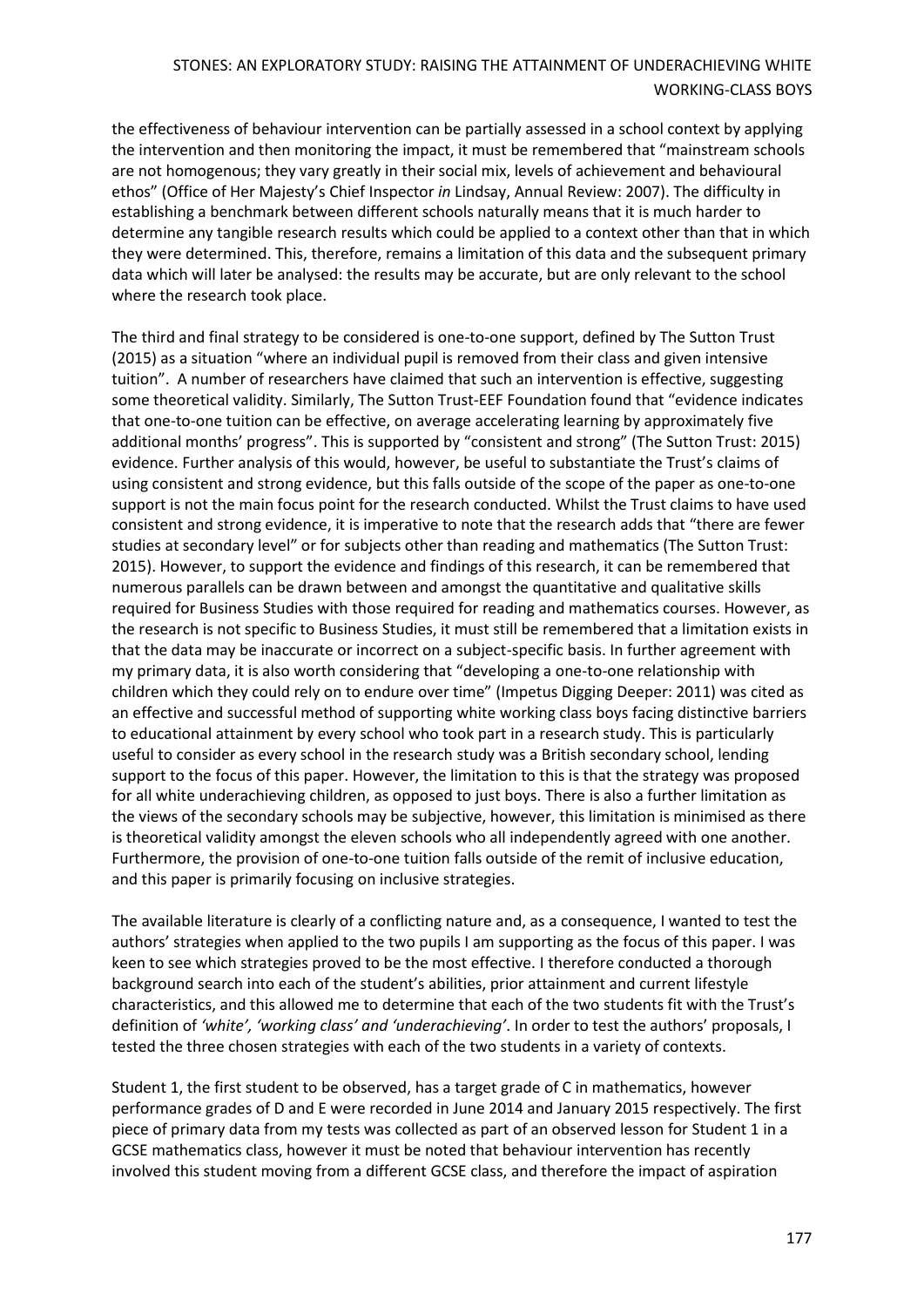the effectiveness of behaviour intervention can be partially assessed in a school context by applying the intervention and then monitoring the impact, it must be remembered that "mainstream schools are not homogenous; they vary greatly in their social mix, levels of achievement and behavioural ethos" (Office of Her Majesty's Chief Inspector *in* Lindsay, Annual Review: 2007). The difficulty in establishing a benchmark between different schools naturally means that it is much harder to determine any tangible research results which could be applied to a context other than that in which they were determined. This, therefore, remains a limitation of this data and the subsequent primary data which will later be analysed: the results may be accurate, but are only relevant to the school where the research took place.

The third and final strategy to be considered is one-to-one support, defined by The Sutton Trust (2015) as a situation "where an individual pupil is removed from their class and given intensive tuition". A number of researchers have claimed that such an intervention is effective, suggesting some theoretical validity. Similarly, The Sutton Trust-EEF Foundation found that "evidence indicates that one-to-one tuition can be effective, on average accelerating learning by approximately five additional months' progress". This is supported by "consistent and strong" (The Sutton Trust: 2015) evidence. Further analysis of this would, however, be useful to substantiate the Trust's claims of using consistent and strong evidence, but this falls outside of the scope of the paper as one-to-one support is not the main focus point for the research conducted. Whilst the Trust claims to have used consistent and strong evidence, it is imperative to note that the research adds that "there are fewer studies at secondary level" or for subjects other than reading and mathematics (The Sutton Trust: 2015). However, to support the evidence and findings of this research, it can be remembered that numerous parallels can be drawn between and amongst the quantitative and qualitative skills required for Business Studies with those required for reading and mathematics courses. However, as the research is not specific to Business Studies, it must still be remembered that a limitation exists in that the data may be inaccurate or incorrect on a subject-specific basis. In further agreement with my primary data, it is also worth considering that "developing a one-to-one relationship with children which they could rely on to endure over time" (Impetus Digging Deeper: 2011) was cited as an effective and successful method of supporting white working class boys facing distinctive barriers to educational attainment by every school who took part in a research study. This is particularly useful to consider as every school in the research study was a British secondary school, lending support to the focus of this paper. However, the limitation to this is that the strategy was proposed for all white underachieving children, as opposed to just boys. There is also a further limitation as the views of the secondary schools may be subjective, however, this limitation is minimised as there is theoretical validity amongst the eleven schools who all independently agreed with one another. Furthermore, the provision of one-to-one tuition falls outside of the remit of inclusive education, and this paper is primarily focusing on inclusive strategies.

The available literature is clearly of a conflicting nature and, as a consequence, I wanted to test the authors' strategies when applied to the two pupils I am supporting as the focus of this paper. I was keen to see which strategies proved to be the most effective. I therefore conducted a thorough background search into each of the student's abilities, prior attainment and current lifestyle characteristics, and this allowed me to determine that each of the two students fit with the Trust's definition of *'white', 'working class' and 'underachieving'*. In order to test the authors' proposals, I tested the three chosen strategies with each of the two students in a variety of contexts.

Student 1, the first student to be observed, has a target grade of C in mathematics, however performance grades of D and E were recorded in June 2014 and January 2015 respectively. The first piece of primary data from my tests was collected as part of an observed lesson for Student 1 in a GCSE mathematics class, however it must be noted that behaviour intervention has recently involved this student moving from a different GCSE class, and therefore the impact of aspiration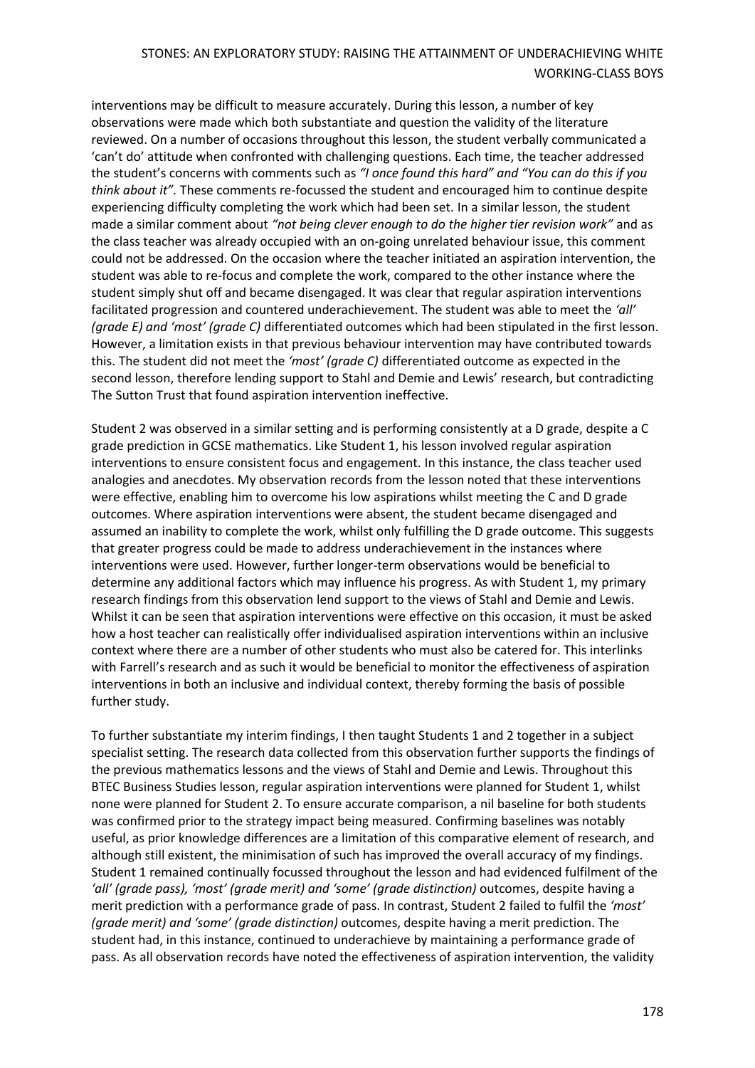interventions may be difficult to measure accurately. During this lesson, a number of key observations were made which both substantiate and question the validity of the literature reviewed. On a number of occasions throughout this lesson, the student verbally communicated a 'can't do' attitude when confronted with challenging questions. Each time, the teacher addressed the student's concerns with comments such as *"I once found this hard" and "You can do this if you think about it".* These comments re-focussed the student and encouraged him to continue despite experiencing difficulty completing the work which had been set. In a similar lesson, the student made a similar comment about *"not being clever enough to do the higher tier revision work"* and as the class teacher was already occupied with an on-going unrelated behaviour issue, this comment could not be addressed. On the occasion where the teacher initiated an aspiration intervention, the student was able to re-focus and complete the work, compared to the other instance where the student simply shut off and became disengaged. It was clear that regular aspiration interventions facilitated progression and countered underachievement. The student was able to meet the *'all' (grade E) and 'most' (grade C)* differentiated outcomes which had been stipulated in the first lesson. However, a limitation exists in that previous behaviour intervention may have contributed towards this. The student did not meet the *'most' (grade C)* differentiated outcome as expected in the second lesson, therefore lending support to Stahl and Demie and Lewis' research, but contradicting The Sutton Trust that found aspiration intervention ineffective.

Student 2 was observed in a similar setting and is performing consistently at a D grade, despite a C grade prediction in GCSE mathematics. Like Student 1, his lesson involved regular aspiration interventions to ensure consistent focus and engagement. In this instance, the class teacher used analogies and anecdotes. My observation records from the lesson noted that these interventions were effective, enabling him to overcome his low aspirations whilst meeting the C and D grade outcomes. Where aspiration interventions were absent, the student became disengaged and assumed an inability to complete the work, whilst only fulfilling the D grade outcome. This suggests that greater progress could be made to address underachievement in the instances where interventions were used. However, further longer-term observations would be beneficial to determine any additional factors which may influence his progress. As with Student 1, my primary research findings from this observation lend support to the views of Stahl and Demie and Lewis. Whilst it can be seen that aspiration interventions were effective on this occasion, it must be asked how a host teacher can realistically offer individualised aspiration interventions within an inclusive context where there are a number of other students who must also be catered for. This interlinks with Farrell's research and as such it would be beneficial to monitor the effectiveness of aspiration interventions in both an inclusive and individual context, thereby forming the basis of possible further study.

To further substantiate my interim findings, I then taught Students 1 and 2 together in a subject specialist setting. The research data collected from this observation further supports the findings of the previous mathematics lessons and the views of Stahl and Demie and Lewis. Throughout this BTEC Business Studies lesson, regular aspiration interventions were planned for Student 1, whilst none were planned for Student 2. To ensure accurate comparison, a nil baseline for both students was confirmed prior to the strategy impact being measured. Confirming baselines was notably useful, as prior knowledge differences are a limitation of this comparative element of research, and although still existent, the minimisation of such has improved the overall accuracy of my findings. Student 1 remained continually focussed throughout the lesson and had evidenced fulfilment of the *'all' (grade pass), 'most' (grade merit) and 'some' (grade distinction)* outcomes, despite having a merit prediction with a performance grade of pass. In contrast, Student 2 failed to fulfil the *'most' (grade merit) and 'some' (grade distinction)* outcomes, despite having a merit prediction. The student had, in this instance, continued to underachieve by maintaining a performance grade of pass. As all observation records have noted the effectiveness of aspiration intervention, the validity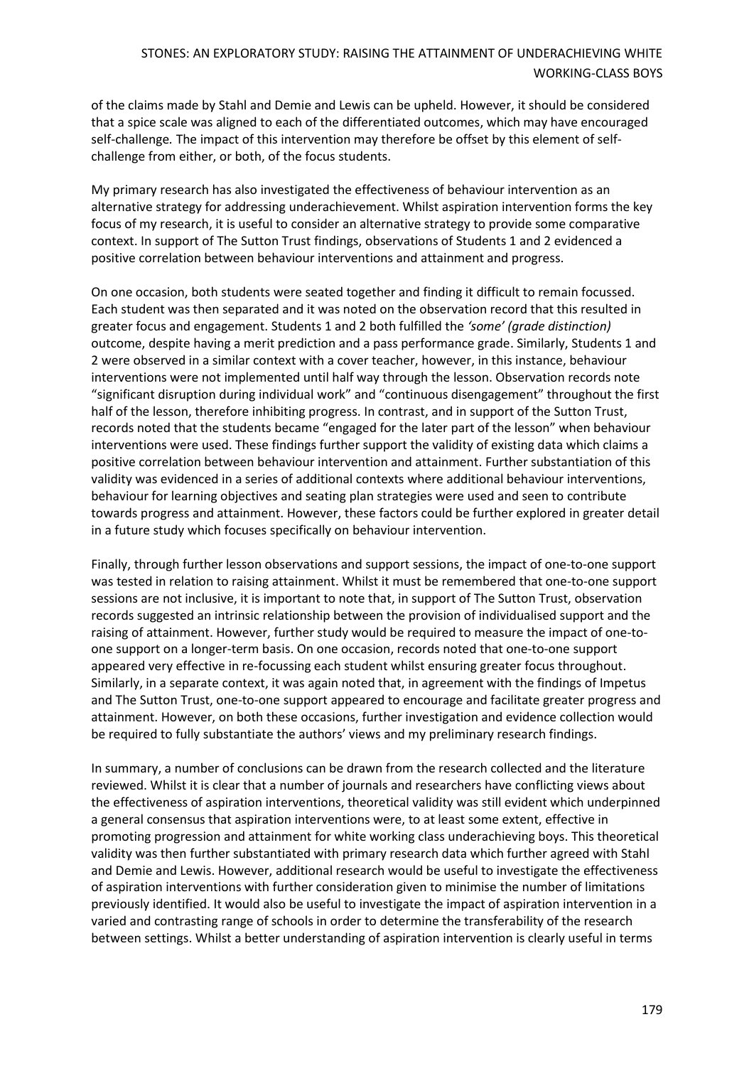of the claims made by Stahl and Demie and Lewis can be upheld. However, it should be considered that a spice scale was aligned to each of the differentiated outcomes, which may have encouraged self-challenge*.* The impact of this intervention may therefore be offset by this element of self-challenge from either, or both, of the focus students.

My primary research has also investigated the effectiveness of behaviour intervention as an alternative strategy for addressing underachievement. Whilst aspiration intervention forms the key focus of my research, it is useful to consider an alternative strategy to provide some comparative context. In support of The Sutton Trust findings, observations of Students 1 and 2 evidenced a positive correlation between behaviour interventions and attainment and progress.

On one occasion, both students were seated together and finding it difficult to remain focussed. Each student was then separated and it was noted on the observation record that this resulted in greater focus and engagement. Students 1 and 2 both fulfilled the *'some' (grade distinction)* outcome, despite having a merit prediction and a pass performance grade. Similarly, Students 1 and 2 were observed in a similar context with a cover teacher, however, in this instance, behaviour interventions were not implemented until half way through the lesson. Observation records note "significant disruption during individual work" and "continuous disengagement" throughout the first half of the lesson, therefore inhibiting progress. In contrast, and in support of the Sutton Trust, records noted that the students became "engaged for the later part of the lesson" when behaviour interventions were used. These findings further support the validity of existing data which claims a positive correlation between behaviour intervention and attainment. Further substantiation of this validity was evidenced in a series of additional contexts where additional behaviour interventions, behaviour for learning objectives and seating plan strategies were used and seen to contribute towards progress and attainment. However, these factors could be further explored in greater detail in a future study which focuses specifically on behaviour intervention.

Finally, through further lesson observations and support sessions, the impact of one-to-one support was tested in relation to raising attainment. Whilst it must be remembered that one-to-one support sessions are not inclusive, it is important to note that, in support of The Sutton Trust, observation records suggested an intrinsic relationship between the provision of individualised support and the raising of attainment. However, further study would be required to measure the impact of one-to-one support on a longer-term basis. On one occasion, records noted that one-to-one support appeared very effective in re-focussing each student whilst ensuring greater focus throughout. Similarly, in a separate context, it was again noted that, in agreement with the findings of Impetus and The Sutton Trust, one-to-one support appeared to encourage and facilitate greater progress and attainment. However, on both these occasions, further investigation and evidence collection would be required to fully substantiate the authors' views and my preliminary research findings.

In summary, a number of conclusions can be drawn from the research collected and the literature reviewed. Whilst it is clear that a number of journals and researchers have conflicting views about the effectiveness of aspiration interventions, theoretical validity was still evident which underpinned a general consensus that aspiration interventions were, to at least some extent, effective in promoting progression and attainment for white working class underachieving boys. This theoretical validity was then further substantiated with primary research data which further agreed with Stahl and Demie and Lewis. However, additional research would be useful to investigate the effectiveness of aspiration interventions with further consideration given to minimise the number of limitations previously identified. It would also be useful to investigate the impact of aspiration intervention in a varied and contrasting range of schools in order to determine the transferability of the research between settings. Whilst a better understanding of aspiration intervention is clearly useful in terms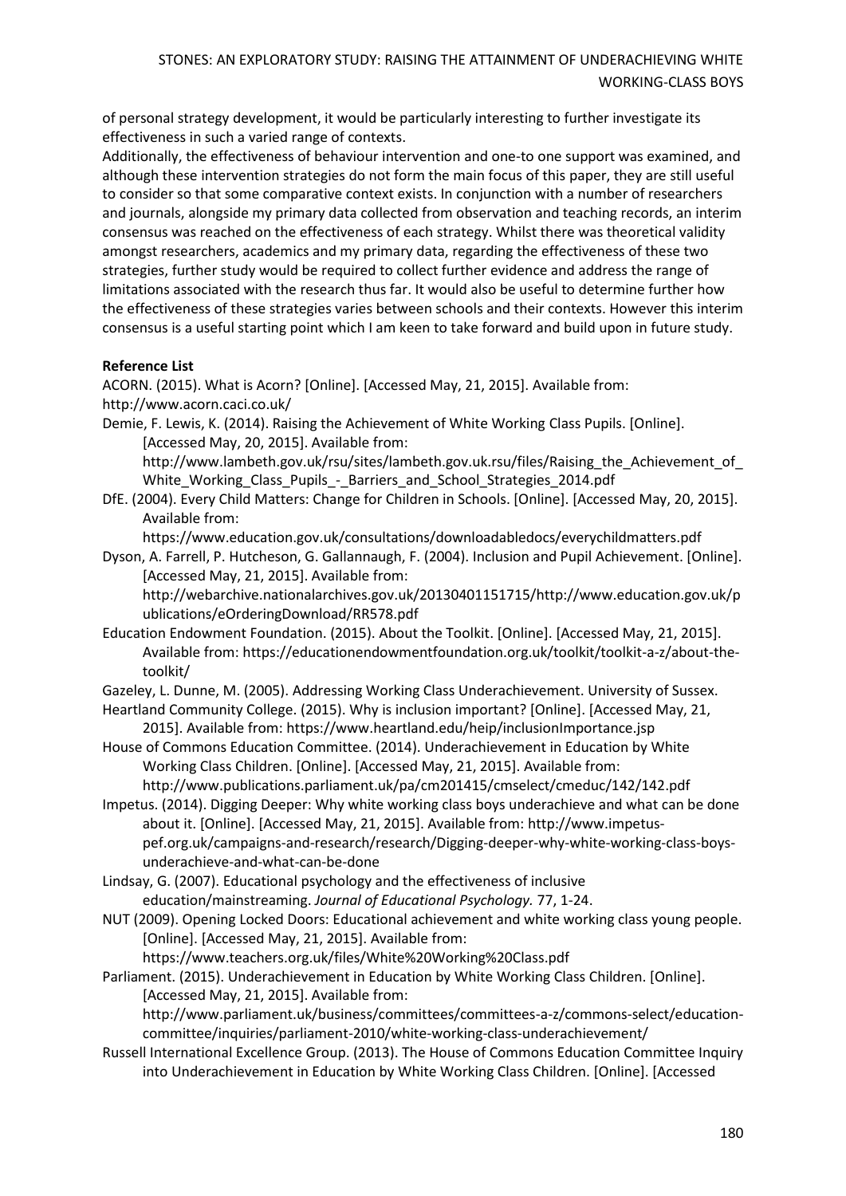of personal strategy development, it would be particularly interesting to further investigate its effectiveness in such a varied range of contexts.

Additionally, the effectiveness of behaviour intervention and one-to one support was examined, and although these intervention strategies do not form the main focus of this paper, they are still useful to consider so that some comparative context exists. In conjunction with a number of researchers and journals, alongside my primary data collected from observation and teaching records, an interim consensus was reached on the effectiveness of each strategy. Whilst there was theoretical validity amongst researchers, academics and my primary data, regarding the effectiveness of these two strategies, further study would be required to collect further evidence and address the range of limitations associated with the research thus far. It would also be useful to determine further how the effectiveness of these strategies varies between schools and their contexts. However this interim consensus is a useful starting point which I am keen to take forward and build upon in future study.

**Reference List**

ACORN. (2015). What is Acorn? [Online]. [Accessed May, 21, 2015]. Available from: http://www.acorn.caci.co.uk/

Demie, F. Lewis, K. (2014). Raising the Achievement of White Working Class Pupils. [Online]. [Accessed May, 20, 2015]. Available from: http://www.lambeth.gov.uk/rsu/sites/lambeth.gov.uk.rsu/files/Raising_the_Achievement_of_White_Working_Class_Pupils_-_Barriers_and_School_Strategies_2014.pdf

DfE. (2004). Every Child Matters: Change for Children in Schools. [Online]. [Accessed May, 20, 2015]. Available from: https://www.education.gov.uk/consultations/downloadabledocs/everychildmatters.pdf

Dyson, A. Farrell, P. Hutcheson, G. Gallannaugh, F. (2004). Inclusion and Pupil Achievement. [Online]. [Accessed May, 21, 2015]. Available from: http://webarchive.nationalarchives.gov.uk/20130401151715/http://www.education.gov.uk/publications/eOrderingDownload/RR578.pdf

Education Endowment Foundation. (2015). About the Toolkit. [Online]. [Accessed May, 21, 2015]. Available from: https://educationendowmentfoundation.org.uk/toolkit/toolkit-a-z/about-the-toolkit/

Gazeley, L. Dunne, M. (2005). Addressing Working Class Underachievement. University of Sussex.

Heartland Community College. (2015). Why is inclusion important? [Online]. [Accessed May, 21, 2015]. Available from: https://www.heartland.edu/heip/inclusionImportance.jsp

House of Commons Education Committee. (2014). Underachievement in Education by White Working Class Children. [Online]. [Accessed May, 21, 2015]. Available from: http://www.publications.parliament.uk/pa/cm201415/cmselect/cmeduc/142/142.pdf

Impetus. (2014). Digging Deeper: Why white working class boys underachieve and what can be done about it. [Online]. [Accessed May, 21, 2015]. Available from: http://www.impetus-pef.org.uk/campaigns-and-research/research/Digging-deeper-why-white-working-class-boys-underachieve-and-what-can-be-done

Lindsay, G. (2007). Educational psychology and the effectiveness of inclusive education/mainstreaming. *Journal of Educational Psychology.* 77, 1-24.

NUT (2009). Opening Locked Doors: Educational achievement and white working class young people. [Online]. [Accessed May, 21, 2015]. Available from: https://www.teachers.org.uk/files/White%20Working%20Class.pdf

Parliament. (2015). Underachievement in Education by White Working Class Children. [Online]. [Accessed May, 21, 2015]. Available from: http://www.parliament.uk/business/committees/committees-a-z/commons-select/education-committee/inquiries/parliament-2010/white-working-class-underachievement/

Russell International Excellence Group. (2013). The House of Commons Education Committee Inquiry into Underachievement in Education by White Working Class Children. [Online]. [Accessed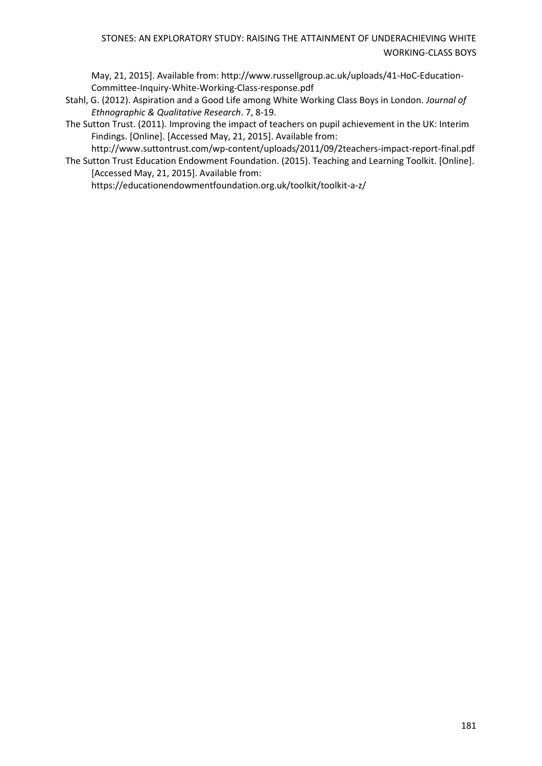May, 21, 2015]. Available from: http://www.russellgroup.ac.uk/uploads/41-HoC-Education-Committee-Inquiry-White-Working-Class-response.pdf

Stahl, G. (2012). Aspiration and a Good Life among White Working Class Boys in London. *Journal of Ethnographic & Qualitative Research*. 7, 8-19.

The Sutton Trust. (2011). Improving the impact of teachers on pupil achievement in the UK: Interim Findings. [Online]. [Accessed May, 21, 2015]. Available from: http://www.suttontrust.com/wp-content/uploads/2011/09/2teachers-impact-report-final.pdf

The Sutton Trust Education Endowment Foundation. (2015). Teaching and Learning Toolkit. [Online]. [Accessed May, 21, 2015]. Available from: https://educationendowmentfoundation.org.uk/toolkit/toolkit-a-z/